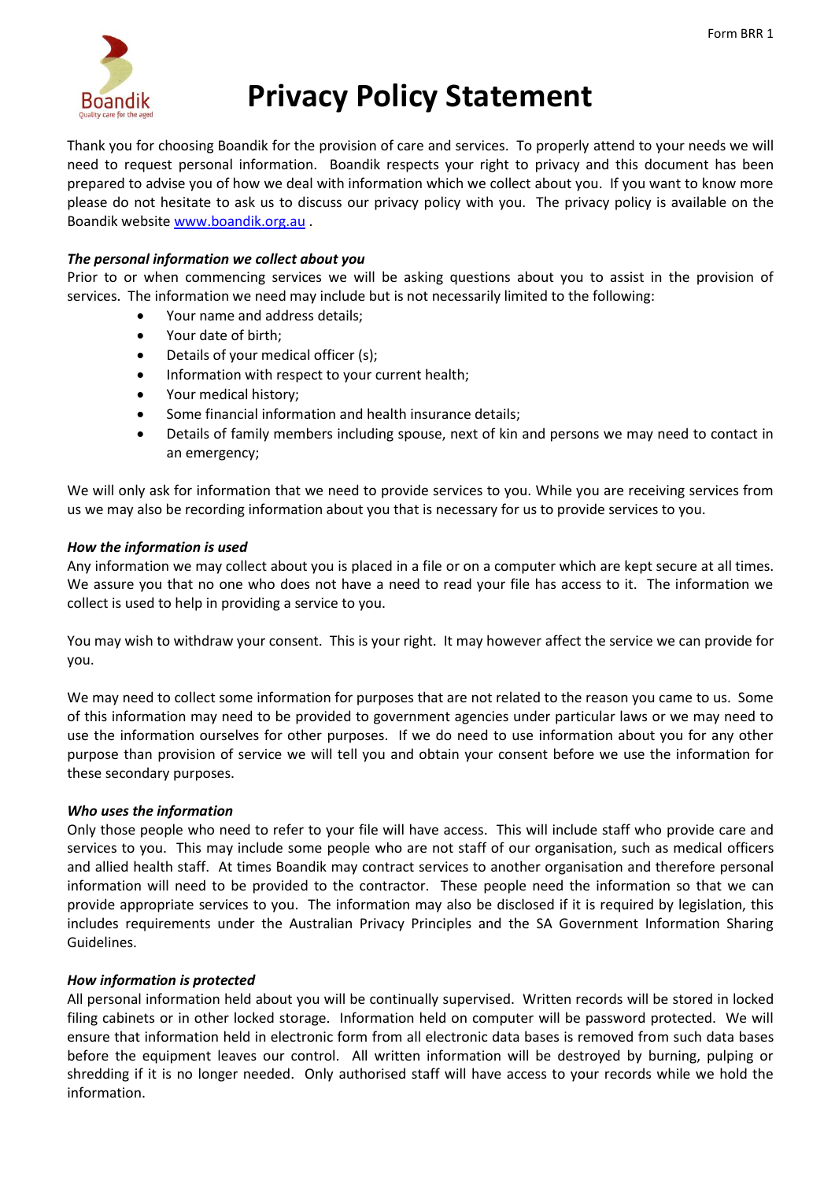Form BRR 1

# Privacy Policy Statement

Thank you for choosing Boandik for the provision of care and services. To properly attend to your needs we will need to request personal information. Boandik respects your right to privacy and this document has been prepared to advise you of how we deal with information which we collect about you. If you want to know more please do not hesitate to ask us to discuss our privacy policy with you. The privacy policy is available on the Boandik website www.boandik.org.au .

***The personal information we collect about you***

Prior to or when commencing services we will be asking questions about you to assist in the provision of services. The information we need may include but is not necessarily limited to the following:

- Your name and address details;
- Your date of birth;
- Details of your medical officer (s);
- Information with respect to your current health;
- Your medical history;
- Some financial information and health insurance details;
- Details of family members including spouse, next of kin and persons we may need to contact in an emergency;

We will only ask for information that we need to provide services to you. While you are receiving services from us we may also be recording information about you that is necessary for us to provide services to you.

***How the information is used***

Any information we may collect about you is placed in a file or on a computer which are kept secure at all times. We assure you that no one who does not have a need to read your file has access to it. The information we collect is used to help in providing a service to you.

You may wish to withdraw your consent. This is your right. It may however affect the service we can provide for you.

We may need to collect some information for purposes that are not related to the reason you came to us. Some of this information may need to be provided to government agencies under particular laws or we may need to use the information ourselves for other purposes. If we do need to use information about you for any other purpose than provision of service we will tell you and obtain your consent before we use the information for these secondary purposes.

***Who uses the information***

Only those people who need to refer to your file will have access. This will include staff who provide care and services to you. This may include some people who are not staff of our organisation, such as medical officers and allied health staff. At times Boandik may contract services to another organisation and therefore personal information will need to be provided to the contractor. These people need the information so that we can provide appropriate services to you. The information may also be disclosed if it is required by legislation, this includes requirements under the Australian Privacy Principles and the SA Government Information Sharing Guidelines.

***How information is protected***

All personal information held about you will be continually supervised. Written records will be stored in locked filing cabinets or in other locked storage. Information held on computer will be password protected. We will ensure that information held in electronic form from all electronic data bases is removed from such data bases before the equipment leaves our control. All written information will be destroyed by burning, pulping or shredding if it is no longer needed. Only authorised staff will have access to your records while we hold the information.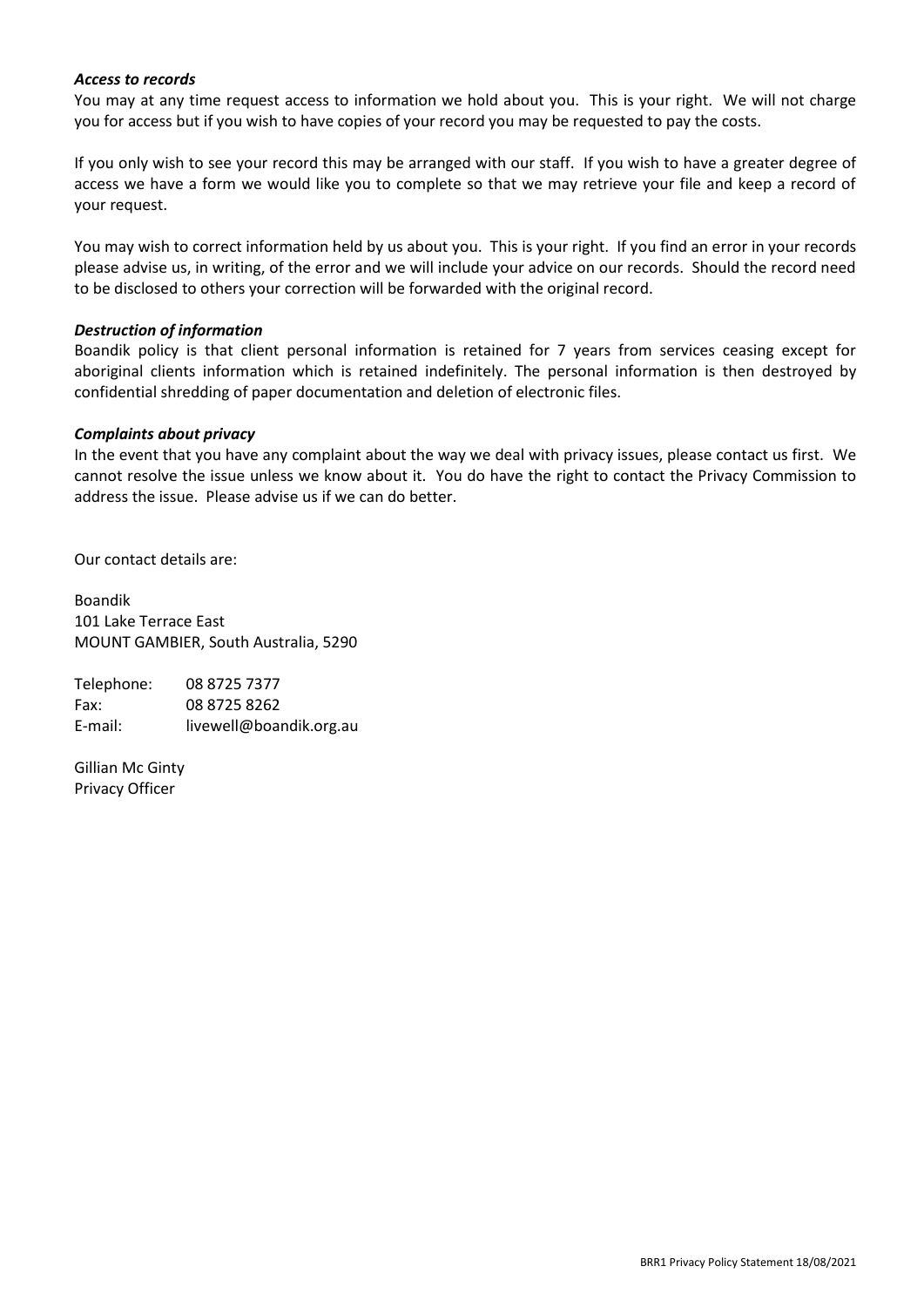***Access to records***

You may at any time request access to information we hold about you. This is your right. We will not charge you for access but if you wish to have copies of your record you may be requested to pay the costs.

If you only wish to see your record this may be arranged with our staff. If you wish to have a greater degree of access we have a form we would like you to complete so that we may retrieve your file and keep a record of your request.

You may wish to correct information held by us about you. This is your right. If you find an error in your records please advise us, in writing, of the error and we will include your advice on our records. Should the record need to be disclosed to others your correction will be forwarded with the original record.

***Destruction of information***

Boandik policy is that client personal information is retained for 7 years from services ceasing except for aboriginal clients information which is retained indefinitely. The personal information is then destroyed by confidential shredding of paper documentation and deletion of electronic files.

***Complaints about privacy***

In the event that you have any complaint about the way we deal with privacy issues, please contact us first. We cannot resolve the issue unless we know about it. You do have the right to contact the Privacy Commission to address the issue. Please advise us if we can do better.

Our contact details are:

Boandik
101 Lake Terrace East
MOUNT GAMBIER, South Australia, 5290

| | |
|---|---|
| Telephone: | 08 8725 7377 |
| Fax: | 08 8725 8262 |
| E-mail: | livewell@boandik.org.au |

Gillian Mc Ginty
Privacy Officer

BRR1 Privacy Policy Statement 18/08/2021